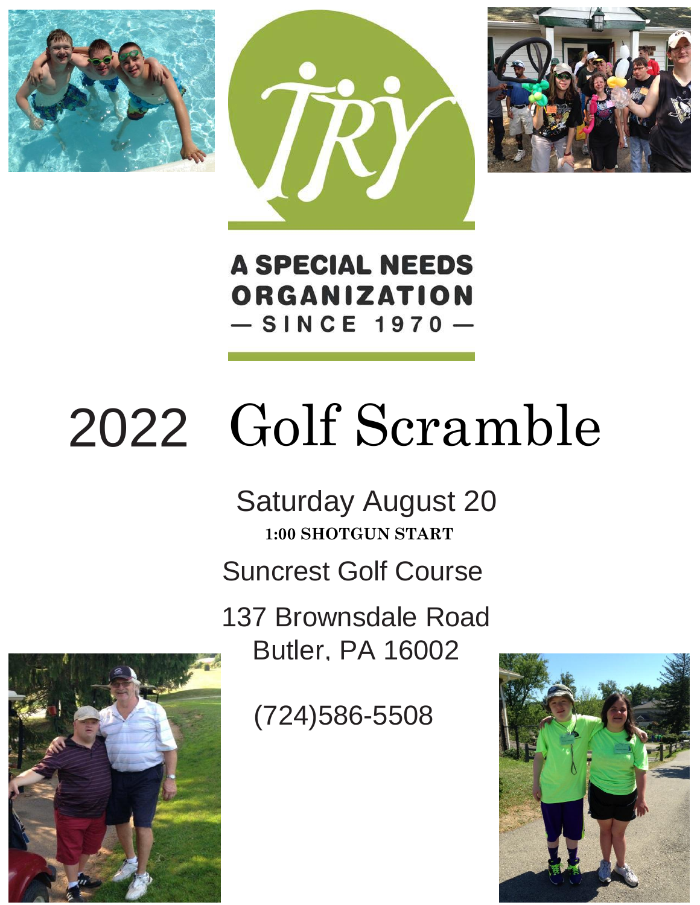TRY

A SPECIAL NEEDS ORGANIZATION

— SINCE 1970 —

# 2022 Golf Scramble

Saturday August 20

**1:00 SHOTGUN START**

Suncrest Golf Course

137 Brownsdale Road
Butler, PA 16002

(724)586-5508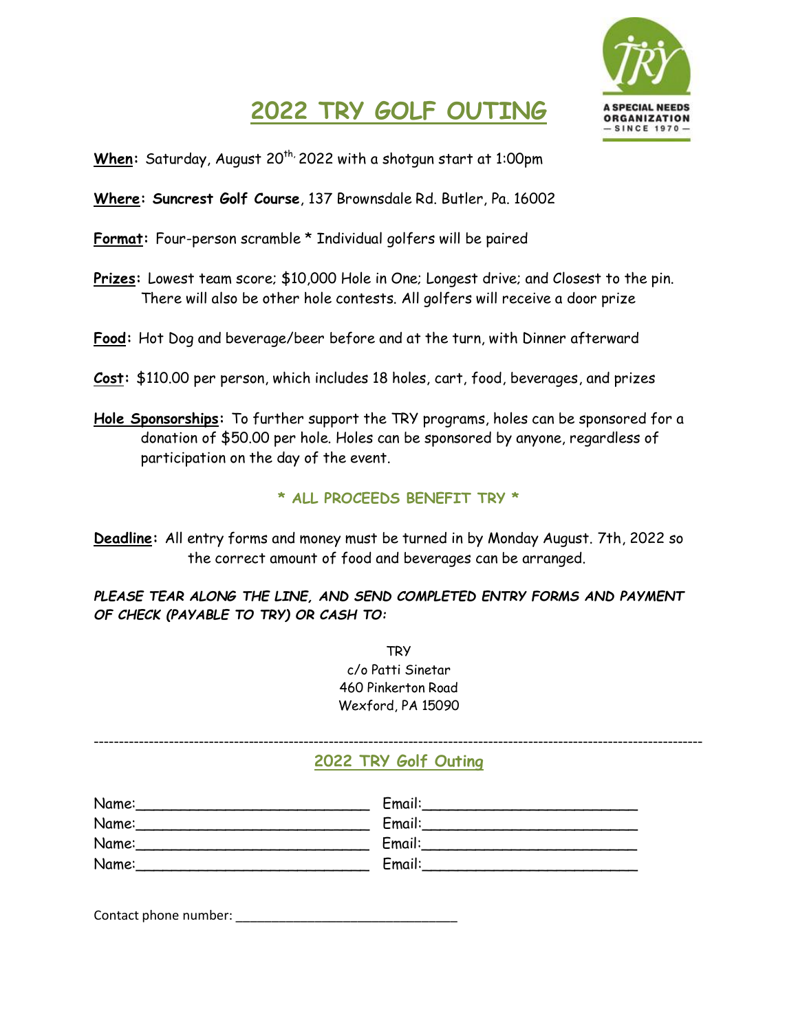# 2022 TRY GOLF OUTING

A SPECIAL NEEDS ORGANIZATION — SINCE 1970 —

**When:** Saturday, August 20th, 2022 with a shotgun start at 1:00pm

**Where: Suncrest Golf Course**, 137 Brownsdale Rd. Butler, Pa. 16002

**Format:** Four-person scramble * Individual golfers will be paired

**Prizes:** Lowest team score; $10,000 Hole in One; Longest drive; and Closest to the pin. There will also be other hole contests. All golfers will receive a door prize

**Food:** Hot Dog and beverage/beer before and at the turn, with Dinner afterward

**Cost:** $110.00 per person, which includes 18 holes, cart, food, beverages, and prizes

**Hole Sponsorships:** To further support the TRY programs, holes can be sponsored for a donation of $50.00 per hole. Holes can be sponsored by anyone, regardless of participation on the day of the event.

**\* ALL PROCEEDS BENEFIT TRY \***

**Deadline:** All entry forms and money must be turned in by Monday August. 7th, 2022 so the correct amount of food and beverages can be arranged.

***PLEASE TEAR ALONG THE LINE, AND SEND COMPLETED ENTRY FORMS AND PAYMENT OF CHECK (PAYABLE TO TRY) OR CASH TO:***

TRY
c/o Patti Sinetar
460 Pinkerton Road
Wexford, PA 15090

---

## 2022 TRY Golf Outing

Name:___________________________ Email:________________________
Name:___________________________ Email:________________________
Name:___________________________ Email:________________________
Name:___________________________ Email:________________________

Contact phone number: ______________________________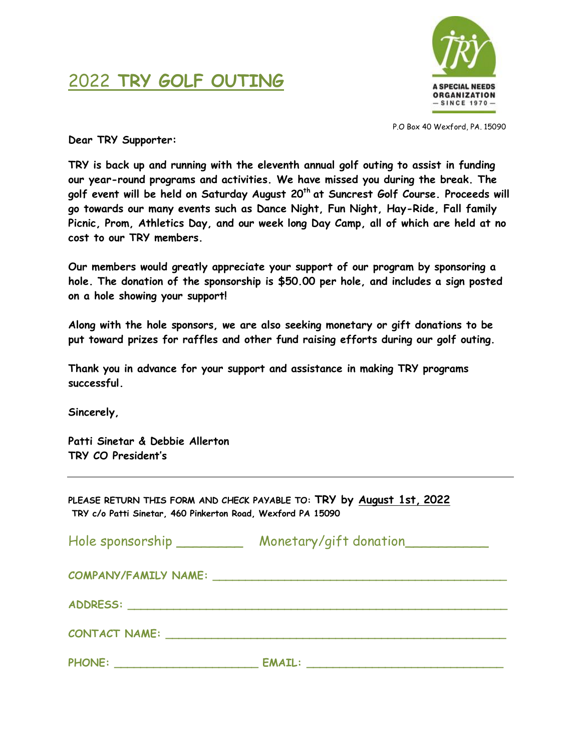# 2022 **TRY GOLF OUTING**

A SPECIAL NEEDS ORGANIZATION — SINCE 1970 —

P.O Box 40 Wexford, PA. 15090

**Dear TRY Supporter:**

**TRY is back up and running with the eleventh annual golf outing to assist in funding our year-round programs and activities. We have missed you during the break. The golf event will be held on Saturday August 20th at Suncrest Golf Course. Proceeds will go towards our many events such as Dance Night, Fun Night, Hay-Ride, Fall family Picnic, Prom, Athletics Day, and our week long Day Camp, all of which are held at no cost to our TRY members.**

**Our members would greatly appreciate your support of our program by sponsoring a hole. The donation of the sponsorship is $50.00 per hole, and includes a sign posted on a hole showing your support!**

**Along with the hole sponsors, we are also seeking monetary or gift donations to be put toward prizes for raffles and other fund raising efforts during our golf outing.**

**Thank you in advance for your support and assistance in making TRY programs successful.**

**Sincerely,**

**Patti Sinetar & Debbie Allerton**
**TRY CO President's**

---

PLEASE RETURN THIS FORM AND CHECK PAYABLE TO: **TRY by August 1st, 2022**
**TRY c/o Patti Sinetar, 460 Pinkerton Road, Wexford PA 15090**

Hole sponsorship ________ Monetary/gift donation__________

**COMPANY/FAMILY NAME:** ________________________________________

**ADDRESS:** ________________________________________________

**CONTACT NAME:** ____________________________________________

**PHONE:** ____________________ **EMAIL:** ___________________________